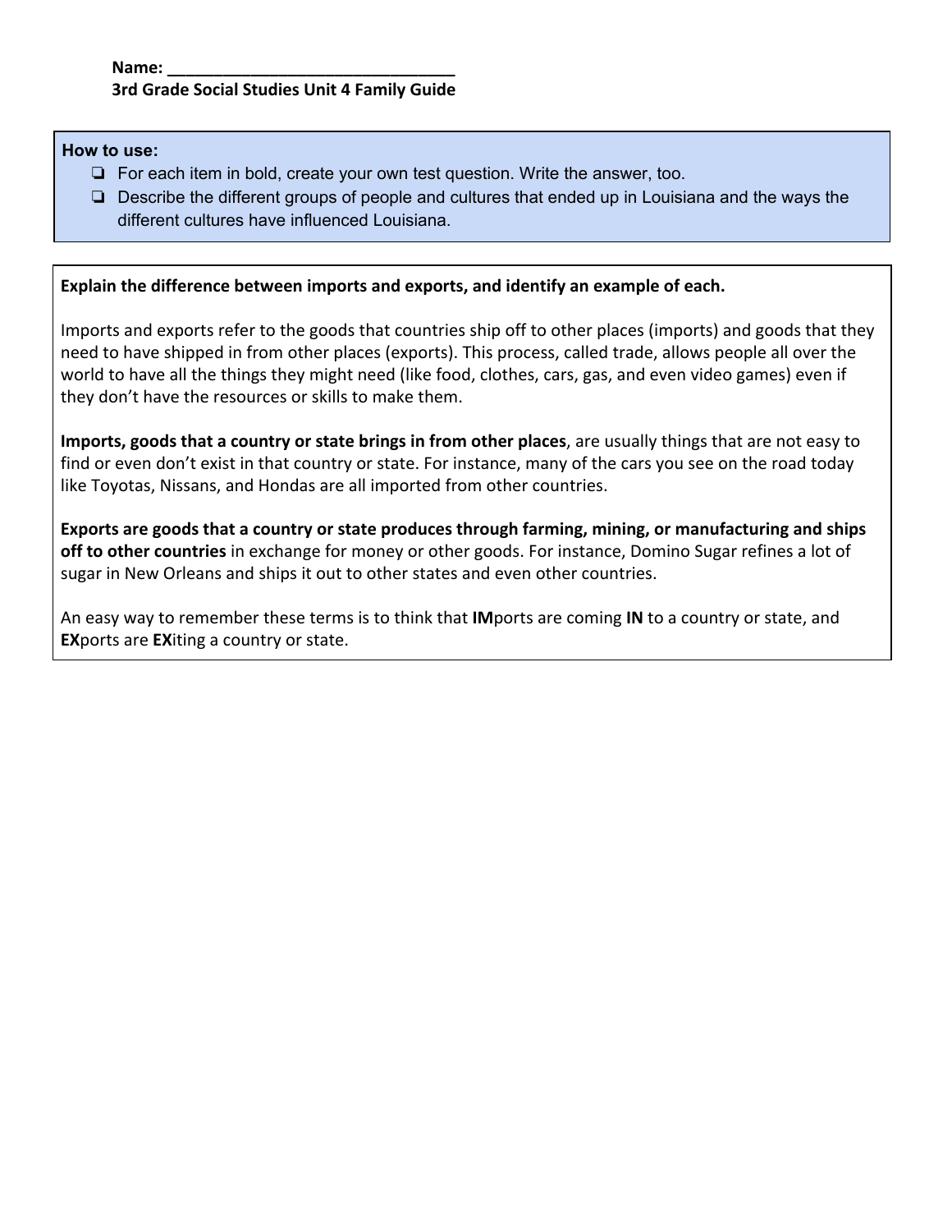**Name: ________________________________**
**3rd Grade Social Studies Unit 4 Family Guide**

**How to use:**

- ❏ For each item in bold, create your own test question. Write the answer, too.
- ❏ Describe the different groups of people and cultures that ended up in Louisiana and the ways the different cultures have influenced Louisiana.

**Explain the difference between imports and exports, and identify an example of each.**

Imports and exports refer to the goods that countries ship off to other places (imports) and goods that they need to have shipped in from other places (exports). This process, called trade, allows people all over the world to have all the things they might need (like food, clothes, cars, gas, and even video games) even if they don't have the resources or skills to make them.

**Imports, goods that a country or state brings in from other places**, are usually things that are not easy to find or even don't exist in that country or state. For instance, many of the cars you see on the road today like Toyotas, Nissans, and Hondas are all imported from other countries.

**Exports are goods that a country or state produces through farming, mining, or manufacturing and ships off to other countries** in exchange for money or other goods. For instance, Domino Sugar refines a lot of sugar in New Orleans and ships it out to other states and even other countries.

An easy way to remember these terms is to think that **IM**ports are coming **IN** to a country or state, and **EX**ports are **EX**iting a country or state.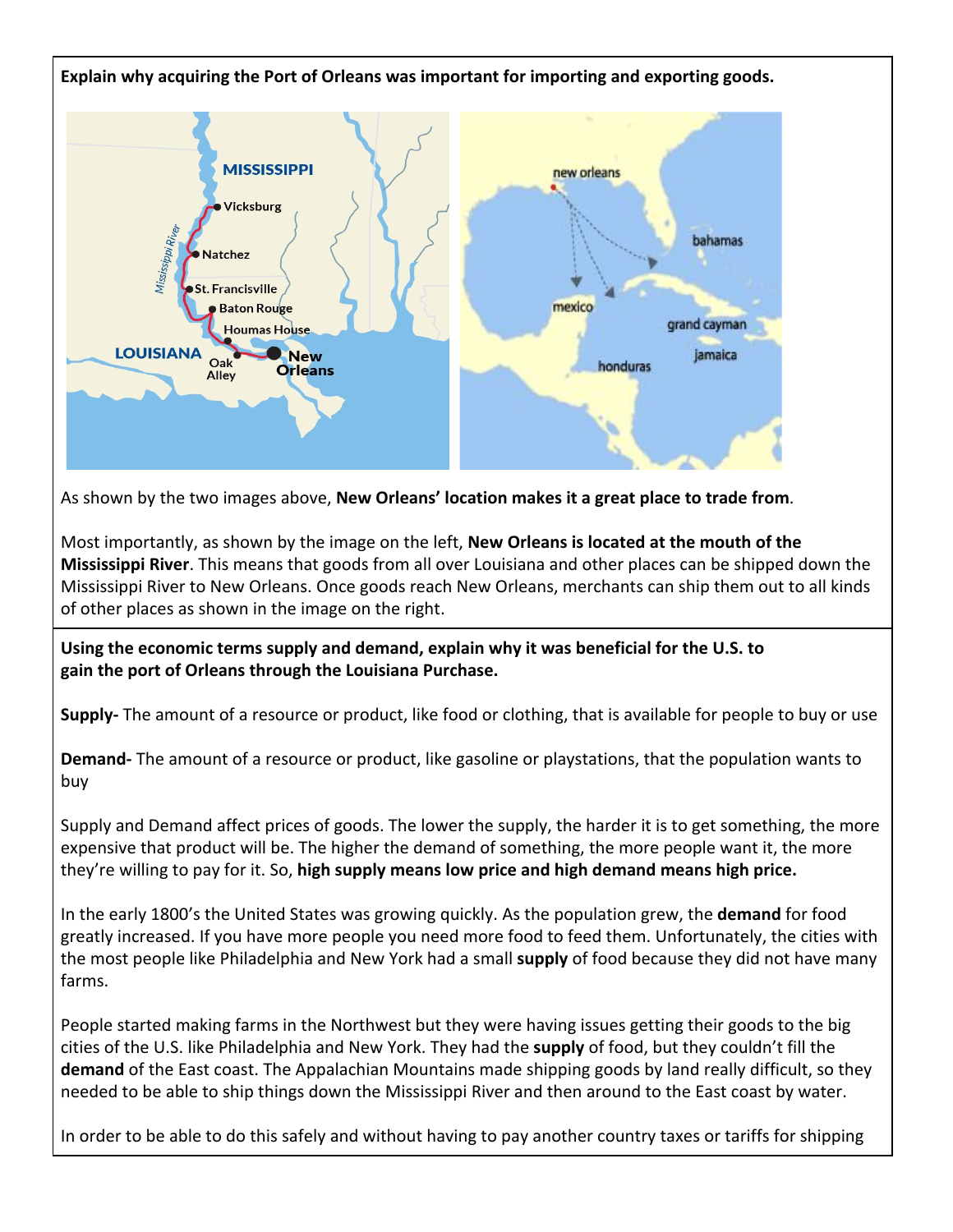**Explain why acquiring the Port of Orleans was important for importing and exporting goods.**

As shown by the two images above, **New Orleans' location makes it a great place to trade from**.

Most importantly, as shown by the image on the left, **New Orleans is located at the mouth of the Mississippi River**. This means that goods from all over Louisiana and other places can be shipped down the Mississippi River to New Orleans. Once goods reach New Orleans, merchants can ship them out to all kinds of other places as shown in the image on the right.

**Using the economic terms supply and demand, explain why it was beneficial for the U.S. to gain the port of Orleans through the Louisiana Purchase.**

**Supply-** The amount of a resource or product, like food or clothing, that is available for people to buy or use

**Demand-** The amount of a resource or product, like gasoline or playstations, that the population wants to buy

Supply and Demand affect prices of goods. The lower the supply, the harder it is to get something, the more expensive that product will be. The higher the demand of something, the more people want it, the more they're willing to pay for it. So, **high supply means low price and high demand means high price.**

In the early 1800's the United States was growing quickly. As the population grew, the **demand** for food greatly increased. If you have more people you need more food to feed them. Unfortunately, the cities with the most people like Philadelphia and New York had a small **supply** of food because they did not have many farms.

People started making farms in the Northwest but they were having issues getting their goods to the big cities of the U.S. like Philadelphia and New York. They had the **supply** of food, but they couldn't fill the **demand** of the East coast. The Appalachian Mountains made shipping goods by land really difficult, so they needed to be able to ship things down the Mississippi River and then around to the East coast by water.

In order to be able to do this safely and without having to pay another country taxes or tariffs for shipping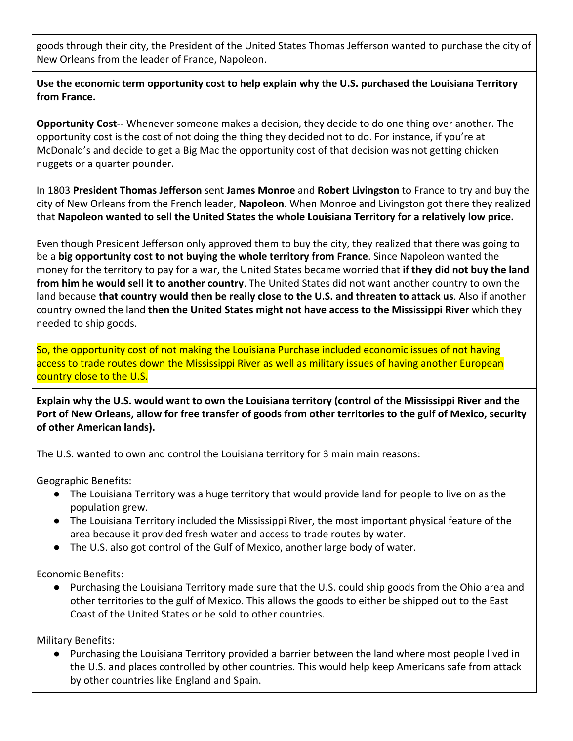goods through their city, the President of the United States Thomas Jefferson wanted to purchase the city of New Orleans from the leader of France, Napoleon.

**Use the economic term opportunity cost to help explain why the U.S. purchased the Louisiana Territory from France.**

**Opportunity Cost--** Whenever someone makes a decision, they decide to do one thing over another. The opportunity cost is the cost of not doing the thing they decided not to do. For instance, if you're at McDonald's and decide to get a Big Mac the opportunity cost of that decision was not getting chicken nuggets or a quarter pounder.

In 1803 **President Thomas Jefferson** sent **James Monroe** and **Robert Livingston** to France to try and buy the city of New Orleans from the French leader, **Napoleon**. When Monroe and Livingston got there they realized that **Napoleon wanted to sell the United States the whole Louisiana Territory for a relatively low price.**

Even though President Jefferson only approved them to buy the city, they realized that there was going to be a **big opportunity cost to not buying the whole territory from France**. Since Napoleon wanted the money for the territory to pay for a war, the United States became worried that **if they did not buy the land from him he would sell it to another country**. The United States did not want another country to own the land because **that country would then be really close to the U.S. and threaten to attack us**. Also if another country owned the land **then the United States might not have access to the Mississippi River** which they needed to ship goods.

So, the opportunity cost of not making the Louisiana Purchase included economic issues of not having access to trade routes down the Mississippi River as well as military issues of having another European country close to the U.S.

**Explain why the U.S. would want to own the Louisiana territory (control of the Mississippi River and the Port of New Orleans, allow for free transfer of goods from other territories to the gulf of Mexico, security of other American lands).**

The U.S. wanted to own and control the Louisiana territory for 3 main main reasons:

Geographic Benefits:

- The Louisiana Territory was a huge territory that would provide land for people to live on as the population grew.
- The Louisiana Territory included the Mississippi River, the most important physical feature of the area because it provided fresh water and access to trade routes by water.
- The U.S. also got control of the Gulf of Mexico, another large body of water.

Economic Benefits:

- Purchasing the Louisiana Territory made sure that the U.S. could ship goods from the Ohio area and other territories to the gulf of Mexico. This allows the goods to either be shipped out to the East Coast of the United States or be sold to other countries.

Military Benefits:

- Purchasing the Louisiana Territory provided a barrier between the land where most people lived in the U.S. and places controlled by other countries. This would help keep Americans safe from attack by other countries like England and Spain.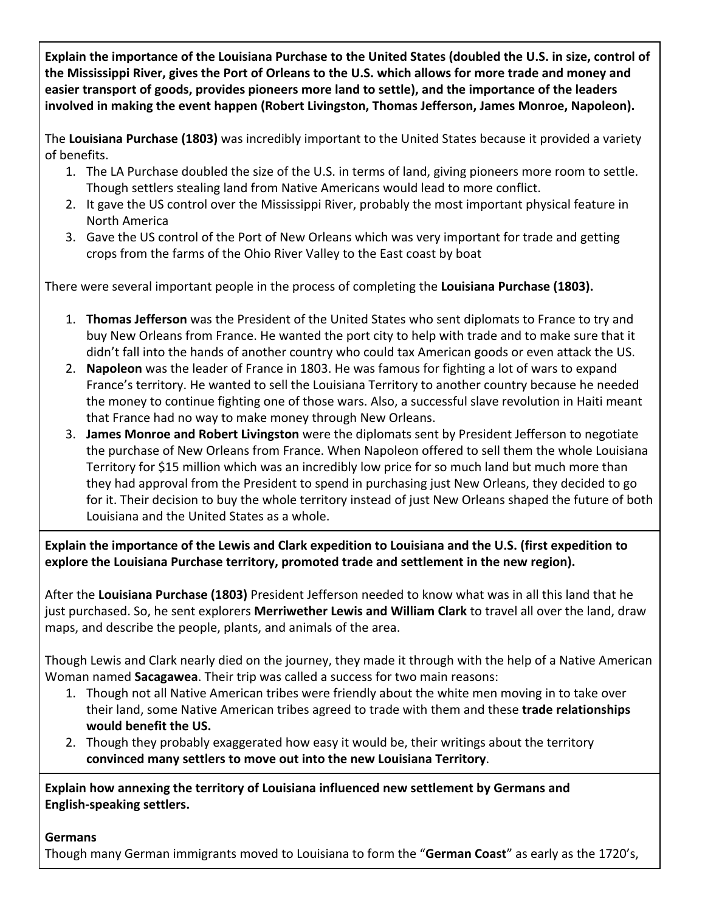**Explain the importance of the Louisiana Purchase to the United States (doubled the U.S. in size, control of the Mississippi River, gives the Port of Orleans to the U.S. which allows for more trade and money and easier transport of goods, provides pioneers more land to settle), and the importance of the leaders involved in making the event happen (Robert Livingston, Thomas Jefferson, James Monroe, Napoleon).**

The **Louisiana Purchase (1803)** was incredibly important to the United States because it provided a variety of benefits.

1. The LA Purchase doubled the size of the U.S. in terms of land, giving pioneers more room to settle. Though settlers stealing land from Native Americans would lead to more conflict.
2. It gave the US control over the Mississippi River, probably the most important physical feature in North America
3. Gave the US control of the Port of New Orleans which was very important for trade and getting crops from the farms of the Ohio River Valley to the East coast by boat

There were several important people in the process of completing the **Louisiana Purchase (1803).**

1. **Thomas Jefferson** was the President of the United States who sent diplomats to France to try and buy New Orleans from France. He wanted the port city to help with trade and to make sure that it didn't fall into the hands of another country who could tax American goods or even attack the US.
2. **Napoleon** was the leader of France in 1803. He was famous for fighting a lot of wars to expand France's territory. He wanted to sell the Louisiana Territory to another country because he needed the money to continue fighting one of those wars. Also, a successful slave revolution in Haiti meant that France had no way to make money through New Orleans.
3. **James Monroe and Robert Livingston** were the diplomats sent by President Jefferson to negotiate the purchase of New Orleans from France. When Napoleon offered to sell them the whole Louisiana Territory for $15 million which was an incredibly low price for so much land but much more than they had approval from the President to spend in purchasing just New Orleans, they decided to go for it. Their decision to buy the whole territory instead of just New Orleans shaped the future of both Louisiana and the United States as a whole.

**Explain the importance of the Lewis and Clark expedition to Louisiana and the U.S. (first expedition to explore the Louisiana Purchase territory, promoted trade and settlement in the new region).**

After the **Louisiana Purchase (1803)** President Jefferson needed to know what was in all this land that he just purchased. So, he sent explorers **Merriwether Lewis and William Clark** to travel all over the land, draw maps, and describe the people, plants, and animals of the area.

Though Lewis and Clark nearly died on the journey, they made it through with the help of a Native American Woman named **Sacagawea**. Their trip was called a success for two main reasons:

1. Though not all Native American tribes were friendly about the white men moving in to take over their land, some Native American tribes agreed to trade with them and these **trade relationships would benefit the US.**
2. Though they probably exaggerated how easy it would be, their writings about the territory **convinced many settlers to move out into the new Louisiana Territory**.

**Explain how annexing the territory of Louisiana influenced new settlement by Germans and English-speaking settlers.**

**Germans**

Though many German immigrants moved to Louisiana to form the "**German Coast**" as early as the 1720's,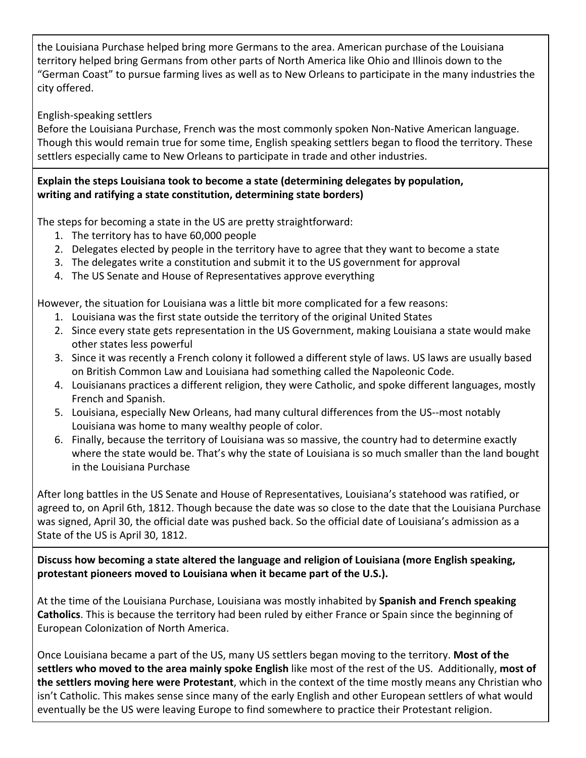the Louisiana Purchase helped bring more Germans to the area. American purchase of the Louisiana territory helped bring Germans from other parts of North America like Ohio and Illinois down to the "German Coast" to pursue farming lives as well as to New Orleans to participate in the many industries the city offered.

English-speaking settlers

Before the Louisiana Purchase, French was the most commonly spoken Non-Native American language. Though this would remain true for some time, English speaking settlers began to flood the territory. These settlers especially came to New Orleans to participate in trade and other industries.

**Explain the steps Louisiana took to become a state (determining delegates by population, writing and ratifying a state constitution, determining state borders)**

The steps for becoming a state in the US are pretty straightforward:

1. The territory has to have 60,000 people
2. Delegates elected by people in the territory have to agree that they want to become a state
3. The delegates write a constitution and submit it to the US government for approval
4. The US Senate and House of Representatives approve everything

However, the situation for Louisiana was a little bit more complicated for a few reasons:

1. Louisiana was the first state outside the territory of the original United States
2. Since every state gets representation in the US Government, making Louisiana a state would make other states less powerful
3. Since it was recently a French colony it followed a different style of laws. US laws are usually based on British Common Law and Louisiana had something called the Napoleonic Code.
4. Louisianans practices a different religion, they were Catholic, and spoke different languages, mostly French and Spanish.
5. Louisiana, especially New Orleans, had many cultural differences from the US--most notably Louisiana was home to many wealthy people of color.
6. Finally, because the territory of Louisiana was so massive, the country had to determine exactly where the state would be. That's why the state of Louisiana is so much smaller than the land bought in the Louisiana Purchase

After long battles in the US Senate and House of Representatives, Louisiana's statehood was ratified, or agreed to, on April 6th, 1812. Though because the date was so close to the date that the Louisiana Purchase was signed, April 30, the official date was pushed back. So the official date of Louisiana's admission as a State of the US is April 30, 1812.

**Discuss how becoming a state altered the language and religion of Louisiana (more English speaking, protestant pioneers moved to Louisiana when it became part of the U.S.).**

At the time of the Louisiana Purchase, Louisiana was mostly inhabited by **Spanish and French speaking Catholics**. This is because the territory had been ruled by either France or Spain since the beginning of European Colonization of North America.

Once Louisiana became a part of the US, many US settlers began moving to the territory. **Most of the settlers who moved to the area mainly spoke English** like most of the rest of the US. Additionally, **most of the settlers moving here were Protestant**, which in the context of the time mostly means any Christian who isn't Catholic. This makes sense since many of the early English and other European settlers of what would eventually be the US were leaving Europe to find somewhere to practice their Protestant religion.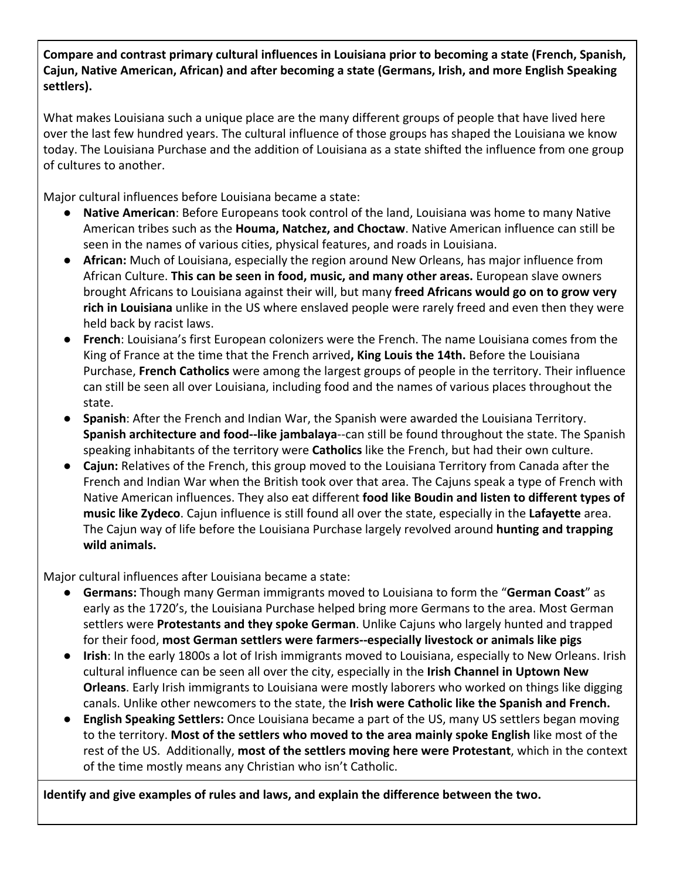**Compare and contrast primary cultural influences in Louisiana prior to becoming a state (French, Spanish, Cajun, Native American, African) and after becoming a state (Germans, Irish, and more English Speaking settlers).**

What makes Louisiana such a unique place are the many different groups of people that have lived here over the last few hundred years. The cultural influence of those groups has shaped the Louisiana we know today. The Louisiana Purchase and the addition of Louisiana as a state shifted the influence from one group of cultures to another.

Major cultural influences before Louisiana became a state:

- **Native American**: Before Europeans took control of the land, Louisiana was home to many Native American tribes such as the **Houma, Natchez, and Choctaw**. Native American influence can still be seen in the names of various cities, physical features, and roads in Louisiana.
- **African:** Much of Louisiana, especially the region around New Orleans, has major influence from African Culture. **This can be seen in food, music, and many other areas.** European slave owners brought Africans to Louisiana against their will, but many **freed Africans would go on to grow very rich in Louisiana** unlike in the US where enslaved people were rarely freed and even then they were held back by racist laws.
- **French**: Louisiana's first European colonizers were the French. The name Louisiana comes from the King of France at the time that the French arrived**, King Louis the 14th.** Before the Louisiana Purchase, **French Catholics** were among the largest groups of people in the territory. Their influence can still be seen all over Louisiana, including food and the names of various places throughout the state.
- **Spanish**: After the French and Indian War, the Spanish were awarded the Louisiana Territory. **Spanish architecture and food--like jambalaya**--can still be found throughout the state. The Spanish speaking inhabitants of the territory were **Catholics** like the French, but had their own culture.
- **Cajun:** Relatives of the French, this group moved to the Louisiana Territory from Canada after the French and Indian War when the British took over that area. The Cajuns speak a type of French with Native American influences. They also eat different **food like Boudin and listen to different types of music like Zydeco**. Cajun influence is still found all over the state, especially in the **Lafayette** area. The Cajun way of life before the Louisiana Purchase largely revolved around **hunting and trapping wild animals.**

Major cultural influences after Louisiana became a state:

- **Germans:** Though many German immigrants moved to Louisiana to form the "**German Coast**" as early as the 1720's, the Louisiana Purchase helped bring more Germans to the area. Most German settlers were **Protestants and they spoke German**. Unlike Cajuns who largely hunted and trapped for their food, **most German settlers were farmers--especially livestock or animals like pigs**
- **Irish**: In the early 1800s a lot of Irish immigrants moved to Louisiana, especially to New Orleans. Irish cultural influence can be seen all over the city, especially in the **Irish Channel in Uptown New Orleans**. Early Irish immigrants to Louisiana were mostly laborers who worked on things like digging canals. Unlike other newcomers to the state, the **Irish were Catholic like the Spanish and French.**
- **English Speaking Settlers:** Once Louisiana became a part of the US, many US settlers began moving to the territory. **Most of the settlers who moved to the area mainly spoke English** like most of the rest of the US. Additionally, **most of the settlers moving here were Protestant**, which in the context of the time mostly means any Christian who isn't Catholic.

**Identify and give examples of rules and laws, and explain the difference between the two.**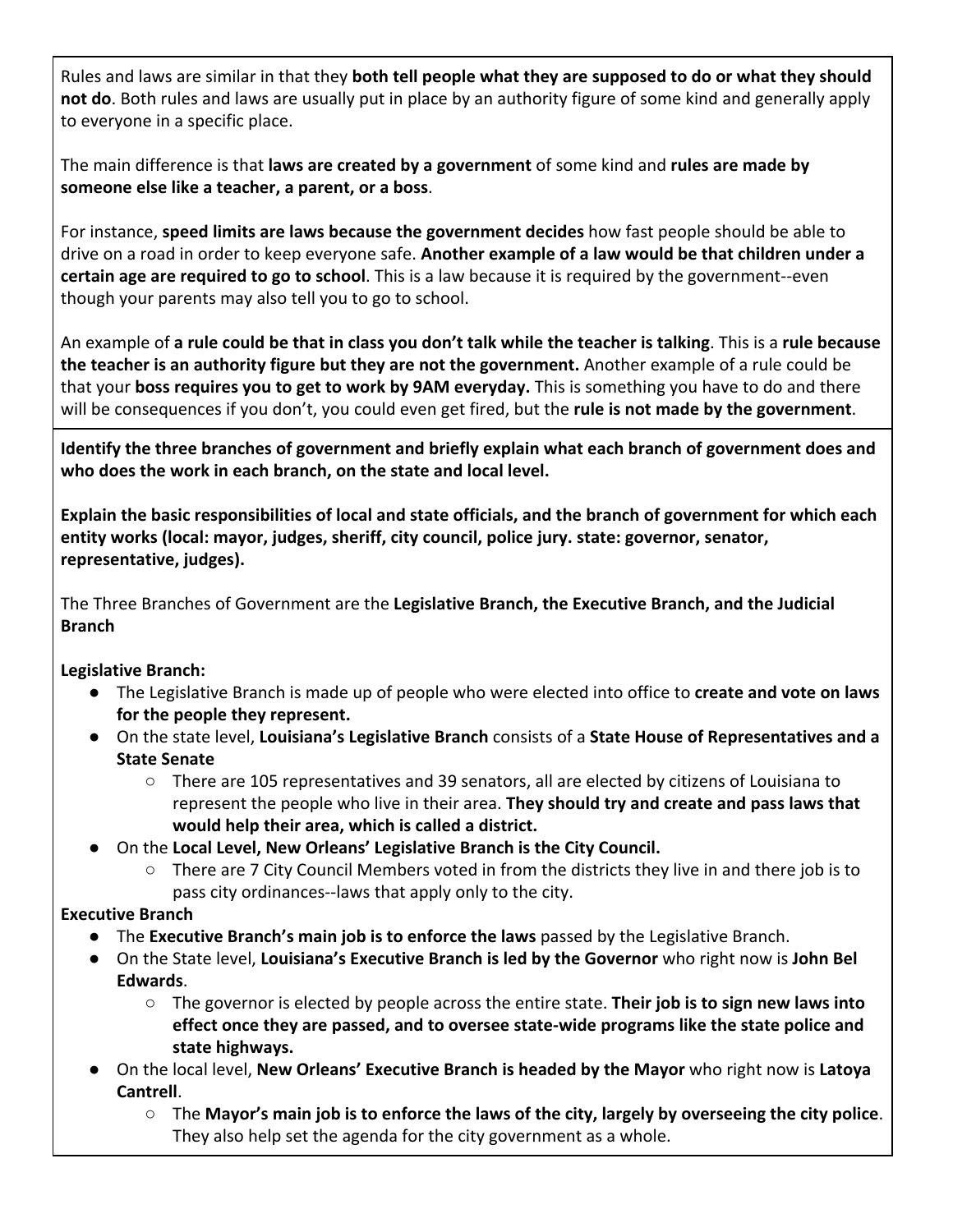Rules and laws are similar in that they **both tell people what they are supposed to do or what they should not do**. Both rules and laws are usually put in place by an authority figure of some kind and generally apply to everyone in a specific place.

The main difference is that **laws are created by a government** of some kind and **rules are made by someone else like a teacher, a parent, or a boss**.

For instance, **speed limits are laws because the government decides** how fast people should be able to drive on a road in order to keep everyone safe. **Another example of a law would be that children under a certain age are required to go to school**. This is a law because it is required by the government--even though your parents may also tell you to go to school.

An example of **a rule could be that in class you don't talk while the teacher is talking**. This is a **rule because the teacher is an authority figure but they are not the government.** Another example of a rule could be that your **boss requires you to get to work by 9AM everyday.** This is something you have to do and there will be consequences if you don't, you could even get fired, but the **rule is not made by the government**.

**Identify the three branches of government and briefly explain what each branch of government does and who does the work in each branch, on the state and local level.**

**Explain the basic responsibilities of local and state officials, and the branch of government for which each entity works (local: mayor, judges, sheriff, city council, police jury. state: governor, senator, representative, judges).**

The Three Branches of Government are the **Legislative Branch, the Executive Branch, and the Judicial Branch**

**Legislative Branch:**

- The Legislative Branch is made up of people who were elected into office to **create and vote on laws for the people they represent.**
- On the state level, **Louisiana's Legislative Branch** consists of a **State House of Representatives and a State Senate**
  - There are 105 representatives and 39 senators, all are elected by citizens of Louisiana to represent the people who live in their area. **They should try and create and pass laws that would help their area, which is called a district.**
- On the **Local Level, New Orleans' Legislative Branch is the City Council.**
  - There are 7 City Council Members voted in from the districts they live in and there job is to pass city ordinances--laws that apply only to the city.

**Executive Branch**

- The **Executive Branch's main job is to enforce the laws** passed by the Legislative Branch.
- On the State level, **Louisiana's Executive Branch is led by the Governor** who right now is **John Bel Edwards**.
  - The governor is elected by people across the entire state. **Their job is to sign new laws into effect once they are passed, and to oversee state-wide programs like the state police and state highways.**
- On the local level, **New Orleans' Executive Branch is headed by the Mayor** who right now is **Latoya Cantrell**.
  - The **Mayor's main job is to enforce the laws of the city, largely by overseeing the city police**. They also help set the agenda for the city government as a whole.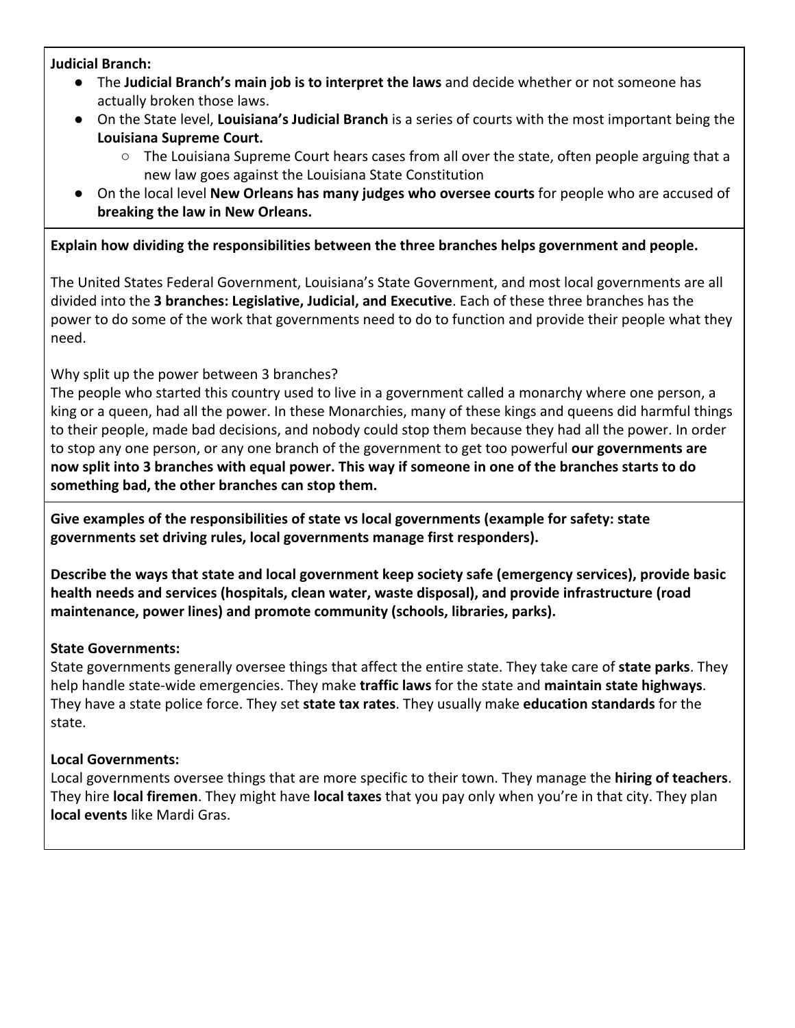**Judicial Branch:**

- The **Judicial Branch's main job is to interpret the laws** and decide whether or not someone has actually broken those laws.
- On the State level, **Louisiana's Judicial Branch** is a series of courts with the most important being the **Louisiana Supreme Court.**
  - The Louisiana Supreme Court hears cases from all over the state, often people arguing that a new law goes against the Louisiana State Constitution
- On the local level **New Orleans has many judges who oversee courts** for people who are accused of **breaking the law in New Orleans.**

**Explain how dividing the responsibilities between the three branches helps government and people.**

The United States Federal Government, Louisiana's State Government, and most local governments are all divided into the **3 branches: Legislative, Judicial, and Executive**. Each of these three branches has the power to do some of the work that governments need to do to function and provide their people what they need.

Why split up the power between 3 branches?
The people who started this country used to live in a government called a monarchy where one person, a king or a queen, had all the power. In these Monarchies, many of these kings and queens did harmful things to their people, made bad decisions, and nobody could stop them because they had all the power. In order to stop any one person, or any one branch of the government to get too powerful **our governments are now split into 3 branches with equal power. This way if someone in one of the branches starts to do something bad, the other branches can stop them.**

**Give examples of the responsibilities of state vs local governments (example for safety: state governments set driving rules, local governments manage first responders).**

**Describe the ways that state and local government keep society safe (emergency services), provide basic health needs and services (hospitals, clean water, waste disposal), and provide infrastructure (road maintenance, power lines) and promote community (schools, libraries, parks).**

**State Governments:**
State governments generally oversee things that affect the entire state. They take care of **state parks**. They help handle state-wide emergencies. They make **traffic laws** for the state and **maintain state highways**. They have a state police force. They set **state tax rates**. They usually make **education standards** for the state.

**Local Governments:**
Local governments oversee things that are more specific to their town. They manage the **hiring of teachers**. They hire **local firemen**. They might have **local taxes** that you pay only when you're in that city. They plan **local events** like Mardi Gras.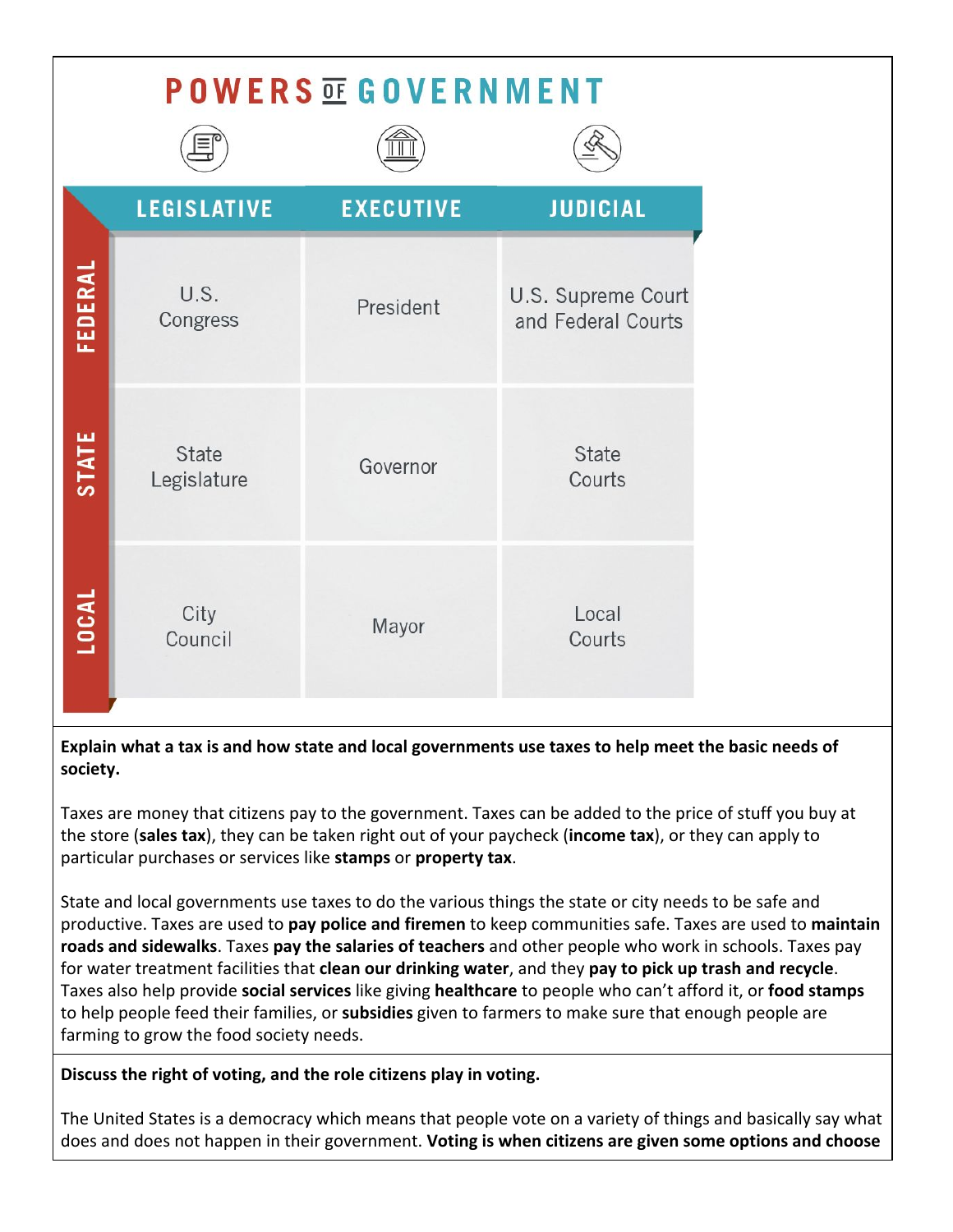# POWERS OF GOVERNMENT

| | LEGISLATIVE | EXECUTIVE | JUDICIAL |
| --- | --- | --- | --- |
| **FEDERAL** | U.S. Congress | President | U.S. Supreme Court and Federal Courts |
| **STATE** | State Legislature | Governor | State Courts |
| **LOCAL** | City Council | Mayor | Local Courts |

**Explain what a tax is and how state and local governments use taxes to help meet the basic needs of society.**

Taxes are money that citizens pay to the government. Taxes can be added to the price of stuff you buy at the store (**sales tax**), they can be taken right out of your paycheck (**income tax**), or they can apply to particular purchases or services like **stamps** or **property tax**.

State and local governments use taxes to do the various things the state or city needs to be safe and productive. Taxes are used to **pay police and firemen** to keep communities safe. Taxes are used to **maintain roads and sidewalks**. Taxes **pay the salaries of teachers** and other people who work in schools. Taxes pay for water treatment facilities that **clean our drinking water**, and they **pay to pick up trash and recycle**. Taxes also help provide **social services** like giving **healthcare** to people who can't afford it, or **food stamps** to help people feed their families, or **subsidies** given to farmers to make sure that enough people are farming to grow the food society needs.

**Discuss the right of voting, and the role citizens play in voting.**

The United States is a democracy which means that people vote on a variety of things and basically say what does and does not happen in their government. **Voting is when citizens are given some options and choose**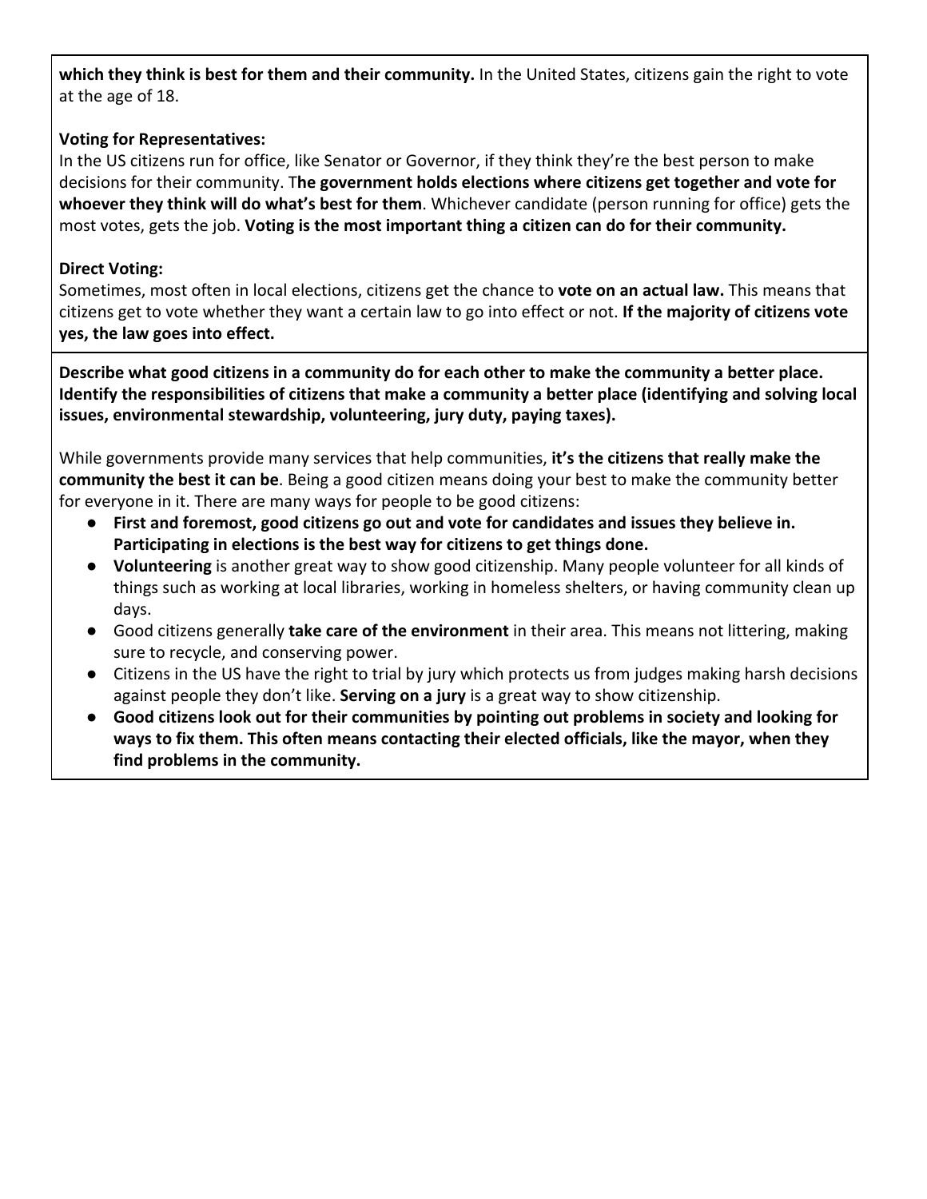**which they think is best for them and their community.** In the United States, citizens gain the right to vote at the age of 18.

**Voting for Representatives:**
In the US citizens run for office, like Senator or Governor, if they think they're the best person to make decisions for their community. T**he government holds elections where citizens get together and vote for whoever they think will do what's best for them**. Whichever candidate (person running for office) gets the most votes, gets the job. **Voting is the most important thing a citizen can do for their community.**

**Direct Voting:**
Sometimes, most often in local elections, citizens get the chance to **vote on an actual law.** This means that citizens get to vote whether they want a certain law to go into effect or not. **If the majority of citizens vote yes, the law goes into effect.**

**Describe what good citizens in a community do for each other to make the community a better place. Identify the responsibilities of citizens that make a community a better place (identifying and solving local issues, environmental stewardship, volunteering, jury duty, paying taxes).**

While governments provide many services that help communities, **it's the citizens that really make the community the best it can be**. Being a good citizen means doing your best to make the community better for everyone in it. There are many ways for people to be good citizens:

- **First and foremost, good citizens go out and vote for candidates and issues they believe in. Participating in elections is the best way for citizens to get things done.**
- **Volunteering** is another great way to show good citizenship. Many people volunteer for all kinds of things such as working at local libraries, working in homeless shelters, or having community clean up days.
- Good citizens generally **take care of the environment** in their area. This means not littering, making sure to recycle, and conserving power.
- Citizens in the US have the right to trial by jury which protects us from judges making harsh decisions against people they don't like. **Serving on a jury** is a great way to show citizenship.
- **Good citizens look out for their communities by pointing out problems in society and looking for ways to fix them. This often means contacting their elected officials, like the mayor, when they find problems in the community.**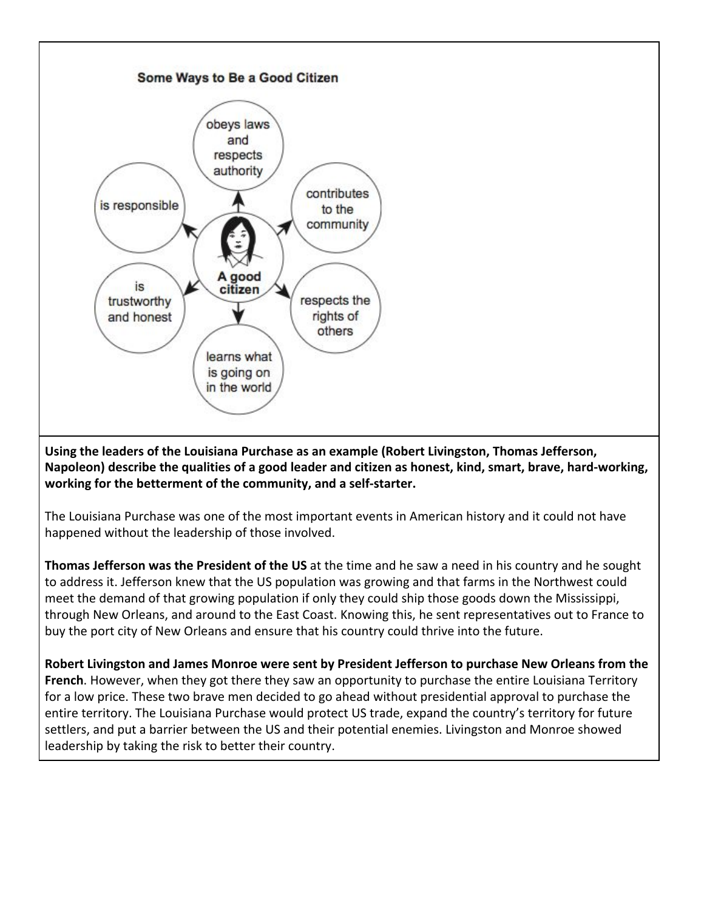**Some Ways to Be a Good Citizen**

A good citizen

obeys laws and respects authority

contributes to the community

respects the rights of others

learns what is going on in the world

is trustworthy and honest

is responsible

**Using the leaders of the Louisiana Purchase as an example (Robert Livingston, Thomas Jefferson, Napoleon) describe the qualities of a good leader and citizen as honest, kind, smart, brave, hard-working, working for the betterment of the community, and a self-starter.**

The Louisiana Purchase was one of the most important events in American history and it could not have happened without the leadership of those involved.

**Thomas Jefferson was the President of the US** at the time and he saw a need in his country and he sought to address it. Jefferson knew that the US population was growing and that farms in the Northwest could meet the demand of that growing population if only they could ship those goods down the Mississippi, through New Orleans, and around to the East Coast. Knowing this, he sent representatives out to France to buy the port city of New Orleans and ensure that his country could thrive into the future.

**Robert Livingston and James Monroe were sent by President Jefferson to purchase New Orleans from the French**. However, when they got there they saw an opportunity to purchase the entire Louisiana Territory for a low price. These two brave men decided to go ahead without presidential approval to purchase the entire territory. The Louisiana Purchase would protect US trade, expand the country's territory for future settlers, and put a barrier between the US and their potential enemies. Livingston and Monroe showed leadership by taking the risk to better their country.